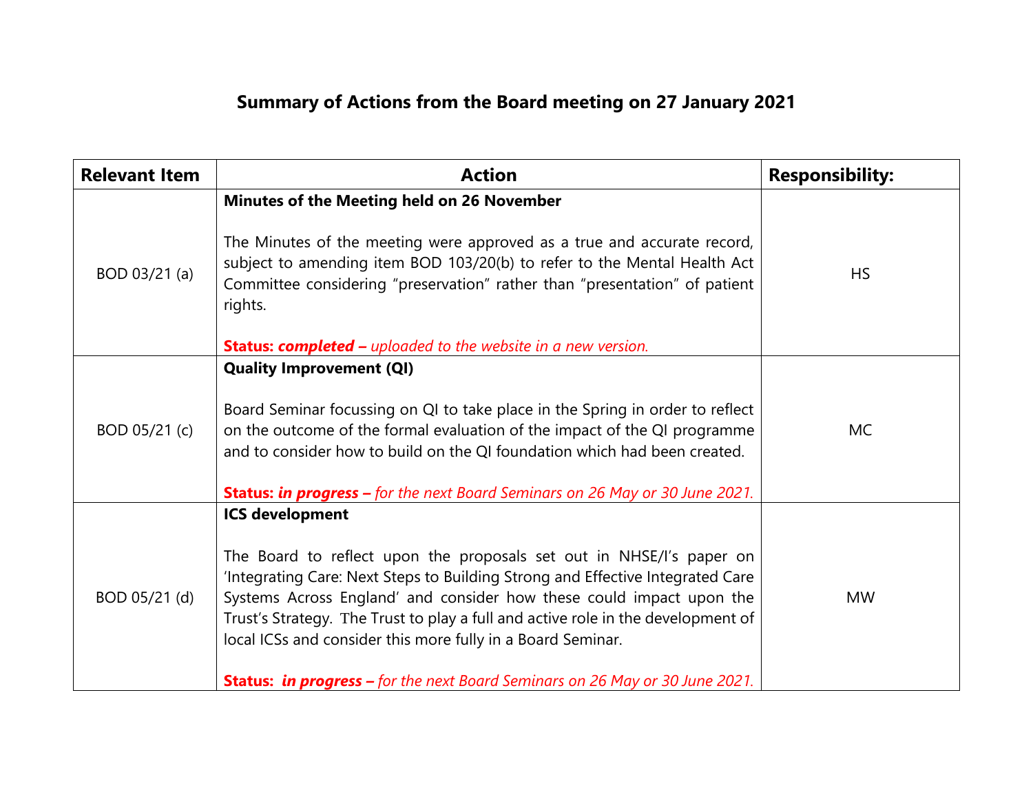# Summary of Actions from the Board meeting on 27 January 2021

| Relevant Item | Action | Responsibility: |
|---|---|---|
| BOD 03/21 (a) | **Minutes of the Meeting held on 26 November**<br><br>The Minutes of the meeting were approved as a true and accurate record, subject to amending item BOD 103/20(b) to refer to the Mental Health Act Committee considering "preservation" rather than "presentation" of patient rights.<br><br>**Status: *completed* –** *uploaded to the website in a new version.* | HS |
| BOD 05/21 (c) | **Quality Improvement (QI)**<br><br>Board Seminar focussing on QI to take place in the Spring in order to reflect on the outcome of the formal evaluation of the impact of the QI programme and to consider how to build on the QI foundation which had been created.<br><br>**Status: *in progress* –** *for the next Board Seminars on 26 May or 30 June 2021.* | MC |
| BOD 05/21 (d) | **ICS development**<br><br>The Board to reflect upon the proposals set out in NHSE/I's paper on 'Integrating Care: Next Steps to Building Strong and Effective Integrated Care Systems Across England' and consider how these could impact upon the Trust's Strategy. The Trust to play a full and active role in the development of local ICSs and consider this more fully in a Board Seminar.<br><br>**Status: *in progress* –** *for the next Board Seminars on 26 May or 30 June 2021.* | MW |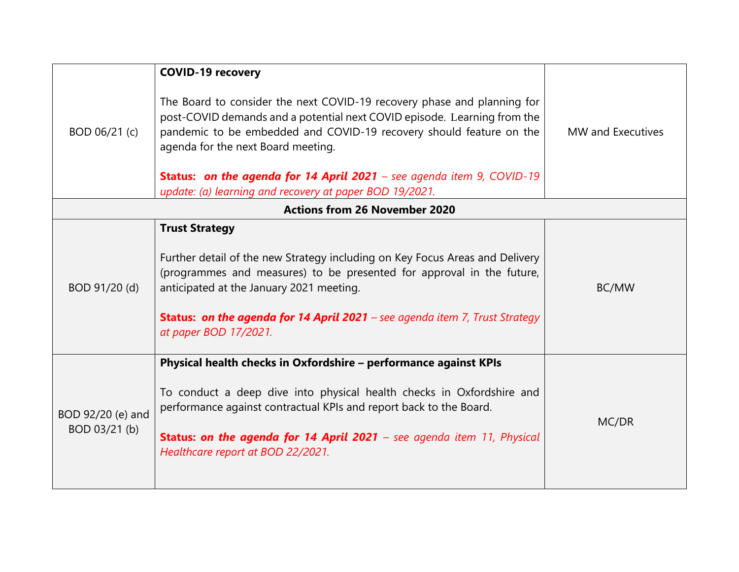| | | |
|---|---|---|
| BOD 06/21 (c) | **COVID-19 recovery**<br><br>The Board to consider the next COVID-19 recovery phase and planning for post-COVID demands and a potential next COVID episode. Learning from the pandemic to be embedded and COVID-19 recovery should feature on the agenda for the next Board meeting.<br><br>***Status: on the agenda for 14 April 2021*** *– see agenda item 9, COVID-19 update: (a) learning and recovery at paper BOD 19/2021.* | MW and Executives |
| **Actions from 26 November 2020** | | |
| BOD 91/20 (d) | **Trust Strategy**<br><br>Further detail of the new Strategy including on Key Focus Areas and Delivery (programmes and measures) to be presented for approval in the future, anticipated at the January 2021 meeting.<br><br>***Status: on the agenda for 14 April 2021*** *– see agenda item 7, Trust Strategy at paper BOD 17/2021.* | BC/MW |
| BOD 92/20 (e) and BOD 03/21 (b) | **Physical health checks in Oxfordshire – performance against KPIs**<br><br>To conduct a deep dive into physical health checks in Oxfordshire and performance against contractual KPIs and report back to the Board.<br><br>***Status: on the agenda for 14 April 2021*** *– see agenda item 11, Physical Healthcare report at BOD 22/2021.* | MC/DR |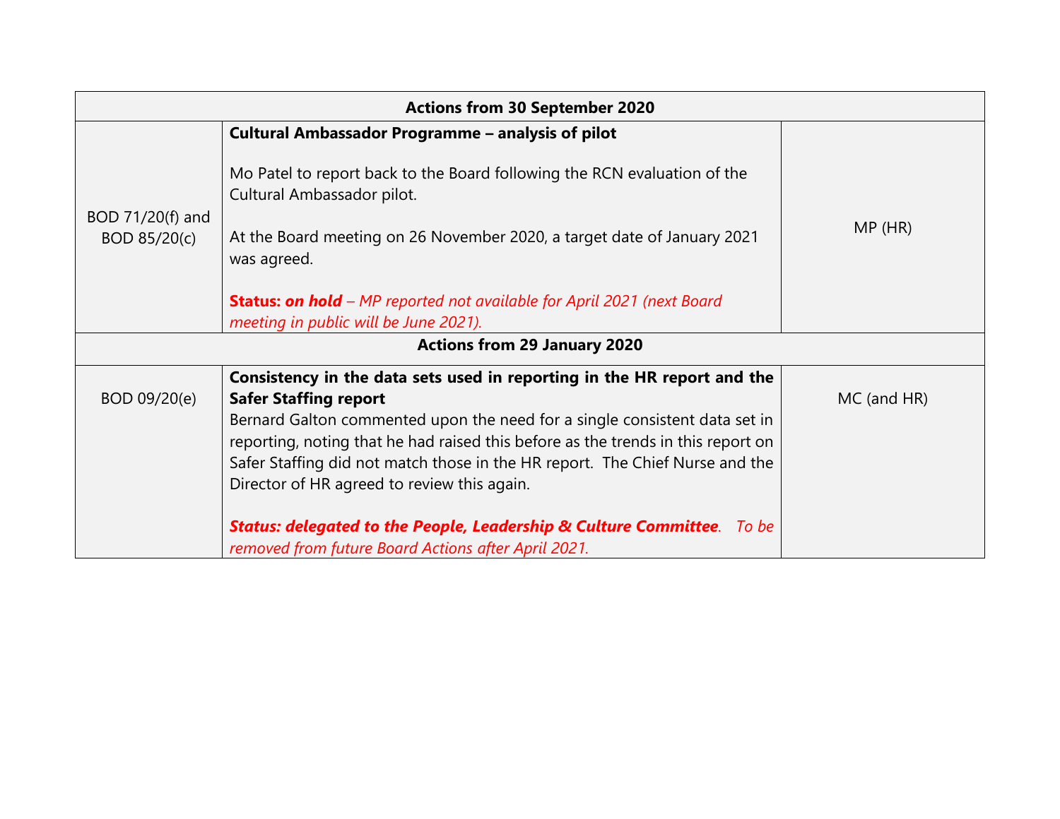| | | |
|---|---|---|
| **Actions from 30 September 2020** | | |
| BOD 71/20(f) and BOD 85/20(c) | **Cultural Ambassador Programme – analysis of pilot**<br><br>Mo Patel to report back to the Board following the RCN evaluation of the Cultural Ambassador pilot.<br><br>At the Board meeting on 26 November 2020, a target date of January 2021 was agreed.<br><br>**Status:** ***on hold*** *– MP reported not available for April 2021 (next Board meeting in public will be June 2021).* | MP (HR) |
| **Actions from 29 January 2020** | | |
| BOD 09/20(e) | **Consistency in the data sets used in reporting in the HR report and the Safer Staffing report**<br>Bernard Galton commented upon the need for a single consistent data set in reporting, noting that he had raised this before as the trends in this report on Safer Staffing did not match those in the HR report. The Chief Nurse and the Director of HR agreed to review this again.<br><br>***Status: delegated to the People, Leadership & Culture Committee****. To be removed from future Board Actions after April 2021.* | MC (and HR) |